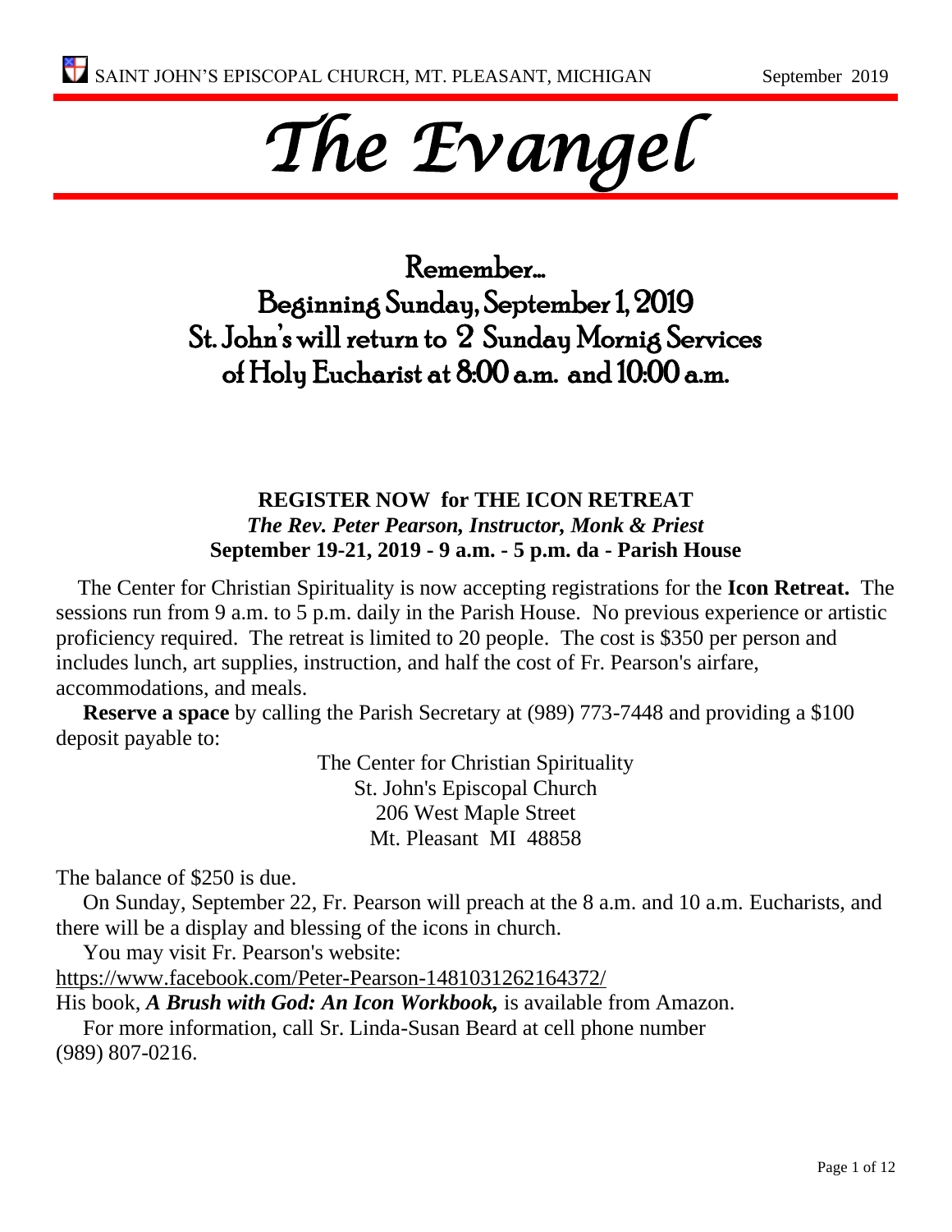SAINT JOHN'S EPISCOPAL CHURCH, MT. PLEASANT, MICHIGAN September 2019

# The Evangel

## Remember…
## Beginning Sunday, September 1, 2019
## St. John's will return to 2 Sunday Mornig Services
## of Holy Eucharist at 8:00 a.m. and 10:00 a.m.

### REGISTER NOW for THE ICON RETREAT

***The Rev. Peter Pearson, Instructor, Monk & Priest***

**September 19-21, 2019 - 9 a.m. - 5 p.m. da - Parish House**

The Center for Christian Spirituality is now accepting registrations for the **Icon Retreat.** The sessions run from 9 a.m. to 5 p.m. daily in the Parish House. No previous experience or artistic proficiency required. The retreat is limited to 20 people. The cost is $350 per person and includes lunch, art supplies, instruction, and half the cost of Fr. Pearson's airfare, accommodations, and meals.

**Reserve a space** by calling the Parish Secretary at (989) 773-7448 and providing a $100 deposit payable to:

The Center for Christian Spirituality  
St. John's Episcopal Church  
206 West Maple Street  
Mt. Pleasant MI 48858

The balance of $250 is due.

On Sunday, September 22, Fr. Pearson will preach at the 8 a.m. and 10 a.m. Eucharists, and there will be a display and blessing of the icons in church.

You may visit Fr. Pearson's website:  
https://www.facebook.com/Peter-Pearson-1481031262164372/

His book, ***A Brush with God: An Icon Workbook,*** is available from Amazon.

For more information, call Sr. Linda-Susan Beard at cell phone number (989) 807-0216.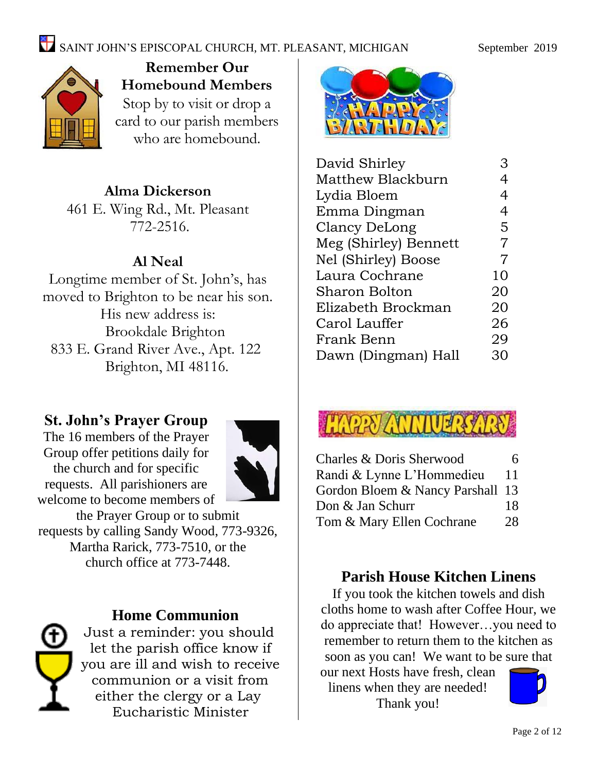## Remember Our Homebound Members

Stop by to visit or drop a card to our parish members who are homebound.

**Alma Dickerson**
461 E. Wing Rd., Mt. Pleasant
772-2516.

**Al Neal**
Longtime member of St. John's, has moved to Brighton to be near his son. His new address is:
Brookdale Brighton
833 E. Grand River Ave., Apt. 122
Brighton, MI 48116.

## St. John's Prayer Group

The 16 members of the Prayer Group offer petitions daily for the church and for specific requests. All parishioners are welcome to become members of the Prayer Group or to submit requests by calling Sandy Wood, 773-9326, Martha Rarick, 773-7510, or the church office at 773-7448.

## Home Communion

Just a reminder: you should let the parish office know if you are ill and wish to receive communion or a visit from either the clergy or a Lay Eucharistic Minister

## Happy Birthday

| Name | Day |
|---|---|
| David Shirley | 3 |
| Matthew Blackburn | 4 |
| Lydia Bloem | 4 |
| Emma Dingman | 4 |
| Clancy DeLong | 5 |
| Meg (Shirley) Bennett | 7 |
| Nel (Shirley) Boose | 7 |
| Laura Cochrane | 10 |
| Sharon Bolton | 20 |
| Elizabeth Brockman | 20 |
| Carol Lauffer | 26 |
| Frank Benn | 29 |
| Dawn (Dingman) Hall | 30 |

## Happy Anniversary

| Names | Day |
|---|---|
| Charles & Doris Sherwood | 6 |
| Randi & Lynne L'Hommedieu | 11 |
| Gordon Bloem & Nancy Parshall | 13 |
| Don & Jan Schurr | 18 |
| Tom & Mary Ellen Cochrane | 28 |

## Parish House Kitchen Linens

If you took the kitchen towels and dish cloths home to wash after Coffee Hour, we do appreciate that! However…you need to remember to return them to the kitchen as soon as you can! We want to be sure that our next Hosts have fresh, clean linens when they are needed! Thank you!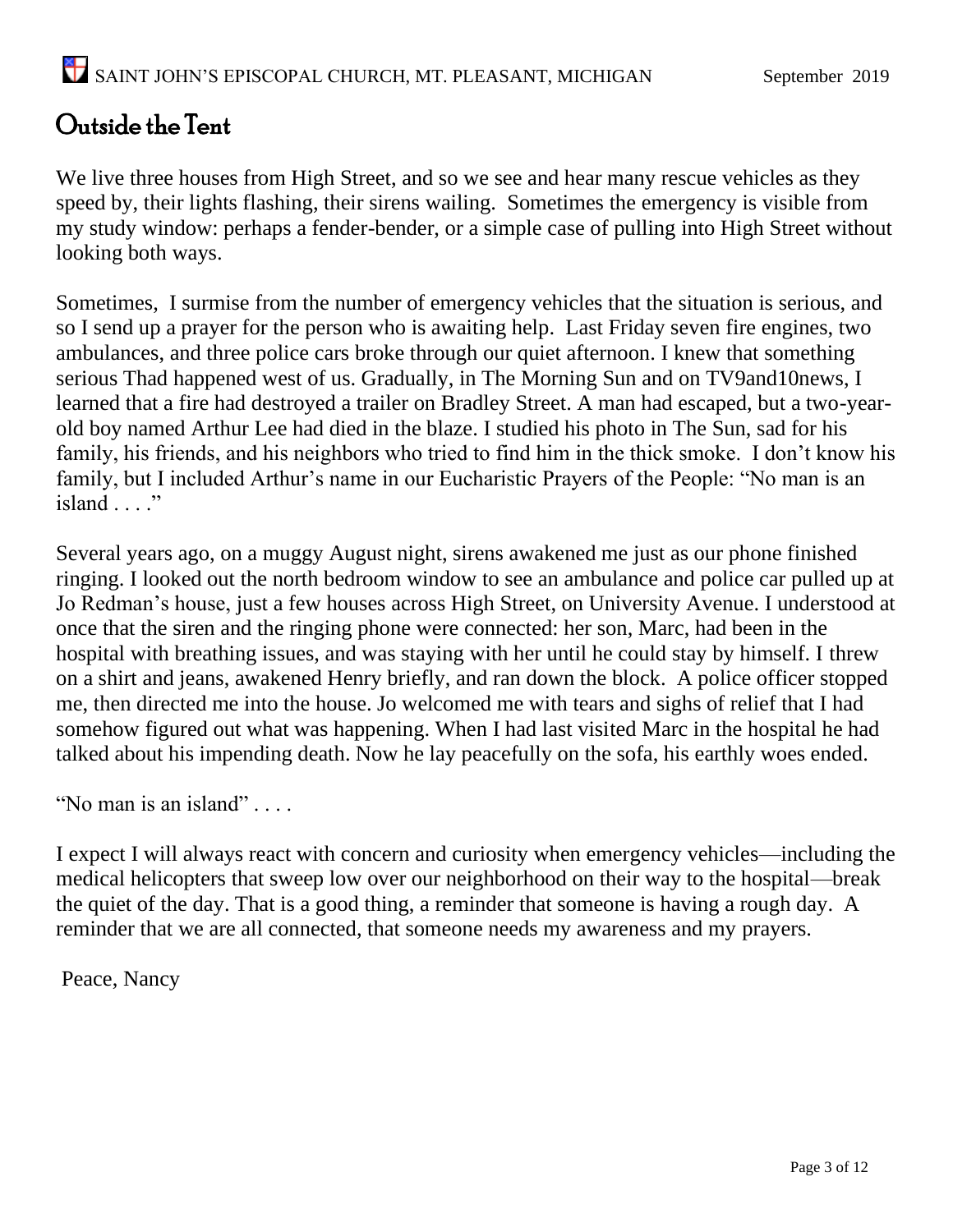# Outside the Tent

We live three houses from High Street, and so we see and hear many rescue vehicles as they speed by, their lights flashing, their sirens wailing. Sometimes the emergency is visible from my study window: perhaps a fender-bender, or a simple case of pulling into High Street without looking both ways.

Sometimes, I surmise from the number of emergency vehicles that the situation is serious, and so I send up a prayer for the person who is awaiting help. Last Friday seven fire engines, two ambulances, and three police cars broke through our quiet afternoon. I knew that something serious Thad happened west of us. Gradually, in The Morning Sun and on TV9and10news, I learned that a fire had destroyed a trailer on Bradley Street. A man had escaped, but a two-year-old boy named Arthur Lee had died in the blaze. I studied his photo in The Sun, sad for his family, his friends, and his neighbors who tried to find him in the thick smoke. I don't know his family, but I included Arthur's name in our Eucharistic Prayers of the People: "No man is an island . . . ."

Several years ago, on a muggy August night, sirens awakened me just as our phone finished ringing. I looked out the north bedroom window to see an ambulance and police car pulled up at Jo Redman's house, just a few houses across High Street, on University Avenue. I understood at once that the siren and the ringing phone were connected: her son, Marc, had been in the hospital with breathing issues, and was staying with her until he could stay by himself. I threw on a shirt and jeans, awakened Henry briefly, and ran down the block. A police officer stopped me, then directed me into the house. Jo welcomed me with tears and sighs of relief that I had somehow figured out what was happening. When I had last visited Marc in the hospital he had talked about his impending death. Now he lay peacefully on the sofa, his earthly woes ended.

"No man is an island" . . . .

I expect I will always react with concern and curiosity when emergency vehicles—including the medical helicopters that sweep low over our neighborhood on their way to the hospital—break the quiet of the day. That is a good thing, a reminder that someone is having a rough day. A reminder that we are all connected, that someone needs my awareness and my prayers.

Peace, Nancy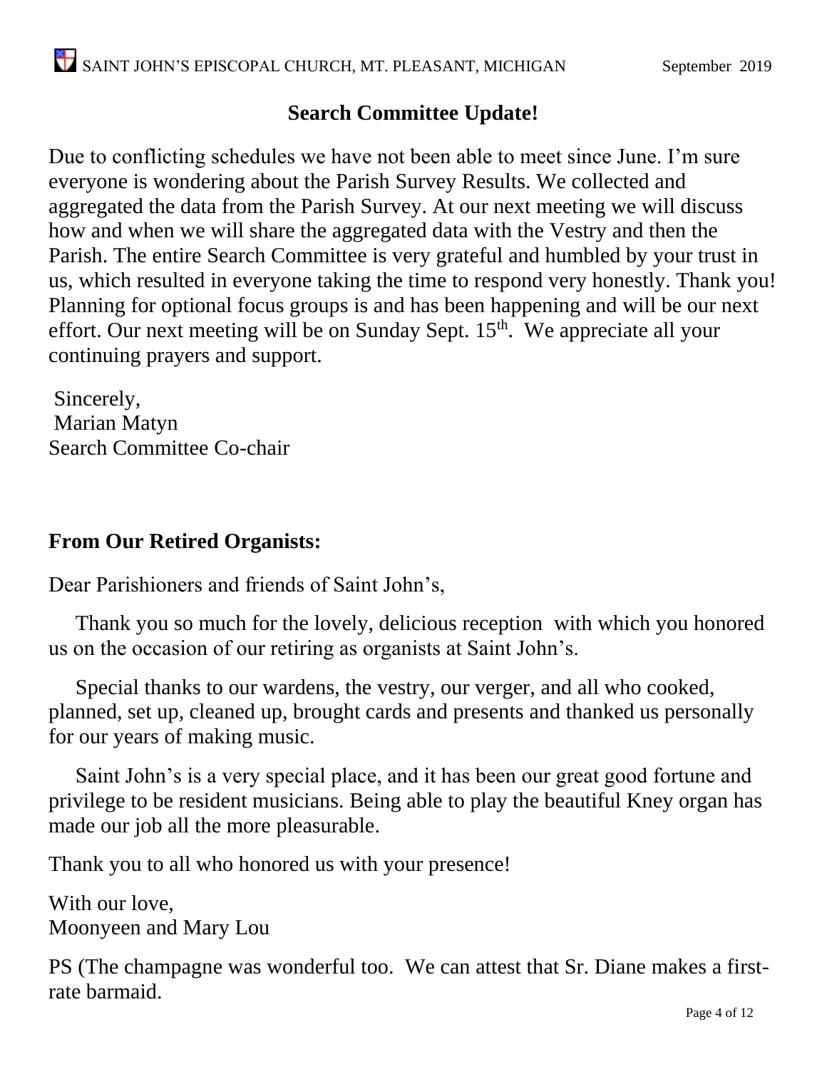## Search Committee Update!

Due to conflicting schedules we have not been able to meet since June. I'm sure everyone is wondering about the Parish Survey Results. We collected and aggregated the data from the Parish Survey. At our next meeting we will discuss how and when we will share the aggregated data with the Vestry and then the Parish. The entire Search Committee is very grateful and humbled by your trust in us, which resulted in everyone taking the time to respond very honestly. Thank you! Planning for optional focus groups is and has been happening and will be our next effort. Our next meeting will be on Sunday Sept. 15th. We appreciate all your continuing prayers and support.

Sincerely,
Marian Matyn
Search Committee Co-chair

## From Our Retired Organists:

Dear Parishioners and friends of Saint John's,

Thank you so much for the lovely, delicious reception with which you honored us on the occasion of our retiring as organists at Saint John's.

Special thanks to our wardens, the vestry, our verger, and all who cooked, planned, set up, cleaned up, brought cards and presents and thanked us personally for our years of making music.

Saint John's is a very special place, and it has been our great good fortune and privilege to be resident musicians. Being able to play the beautiful Kney organ has made our job all the more pleasurable.

Thank you to all who honored us with your presence!

With our love,
Moonyeen and Mary Lou

PS (The champagne was wonderful too. We can attest that Sr. Diane makes a first-rate barmaid.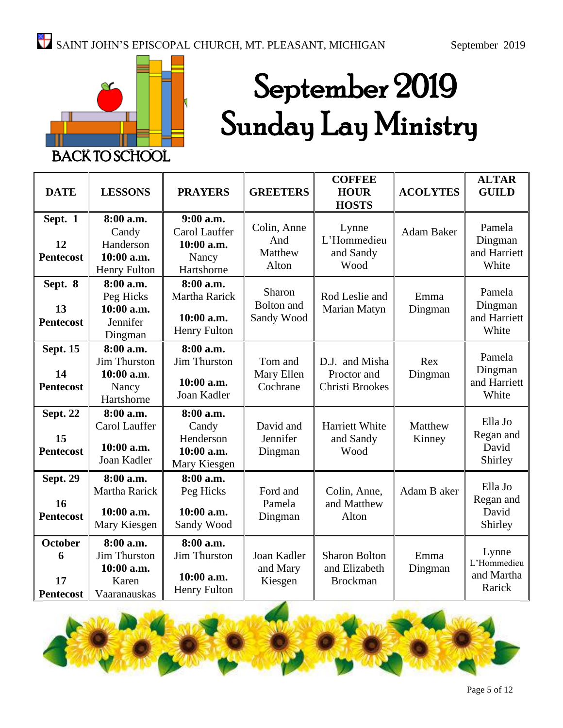BACK TO SCHOOL

# September 2019 Sunday Lay Ministry

| DATE | LESSONS | PRAYERS | GREETERS | COFFEE HOUR HOSTS | ACOLYTES | ALTAR GUILD |
|---|---|---|---|---|---|---|
| **Sept. 1** **12 Pentecost** | **8:00 a.m.** Candy Handerson **10:00 a.m.** Henry Fulton | **9:00 a.m.** Carol Lauffer **10:00 a.m.** Nancy Hartshorne | Colin, Anne And Matthew Alton | Lynne L'Hommedieu and Sandy Wood | Adam Baker | Pamela Dingman and Harriett White |
| **Sept. 8** **13 Pentecost** | **8:00 a.m.** Peg Hicks **10:00 a.m.** Jennifer Dingman | **8:00 a.m.** Martha Rarick **10:00 a.m.** Henry Fulton | Sharon Bolton and Sandy Wood | Rod Leslie and Marian Matyn | Emma Dingman | Pamela Dingman and Harriett White |
| **Sept. 15** **14 Pentecost** | **8:00 a.m.** Jim Thurston **10:00 a.m.** Nancy Hartshorne | **8:00 a.m.** Jim Thurston **10:00 a.m.** Joan Kadler | Tom and Mary Ellen Cochrane | D.J. and Misha Proctor and Christi Brookes | Rex Dingman | Pamela Dingman and Harriett White |
| **Sept. 22** **15 Pentecost** | **8:00 a.m.** Carol Lauffer **10:00 a.m.** Joan Kadler | **8:00 a.m.** Candy Henderson **10:00 a.m.** Mary Kiesgen | David and Jennifer Dingman | Harriett White and Sandy Wood | Matthew Kinney | Ella Jo Regan and David Shirley |
| **Sept. 29** **16 Pentecost** | **8:00 a.m.** Martha Rarick **10:00 a.m.** Mary Kiesgen | **8:00 a.m.** Peg Hicks **10:00 a.m.** Sandy Wood | Ford and Pamela Dingman | Colin, Anne, and Matthew Alton | Adam B aker | Ella Jo Regan and David Shirley |
| **October 6** **17 Pentecost** | **8:00 a.m.** Jim Thurston **10:00 a.m.** Karen Vaaranauskas | **8:00 a.m.** Jim Thurston **10:00 a.m.** Henry Fulton | Joan Kadler and Mary Kiesgen | Sharon Bolton and Elizabeth Brockman | Emma Dingman | Lynne L'Hommedieu and Martha Rarick |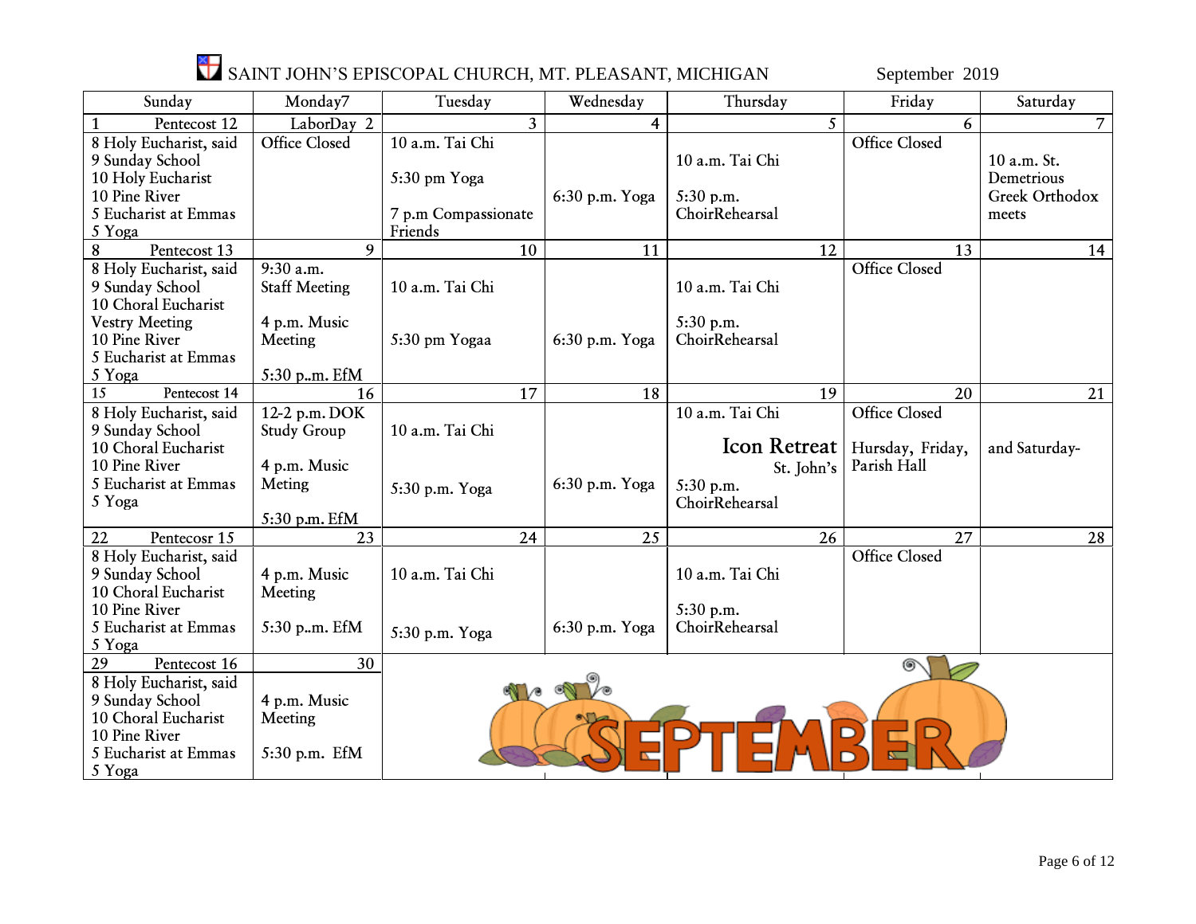# SAINT JOHN'S EPISCOPAL CHURCH, MT. PLEASANT, MICHIGAN

September 2019

| Sunday | Monday7 | Tuesday | Wednesday | Thursday | Friday | Saturday |
|---|---|---|---|---|---|---|
| 1 Pentecost 12 | LaborDay 2 | 3 | 4 | 5 | 6 | 7 |
| 8 Holy Eucharist, said<br>9 Sunday School<br>10 Holy Eucharist<br>10 Pine River<br>5 Eucharist at Emmas<br>5 Yoga | Office Closed | 10 a.m. Tai Chi<br>5:30 pm Yoga<br>7 p.m Compassionate Friends | 6:30 p.m. Yoga | 10 a.m. Tai Chi<br>5:30 p.m. ChoirRehearsal | Office Closed | 10 a.m. St. Demetrious Greek Orthodox meets |
| 8 Pentecost 13 | 9 | 10 | 11 | 12 | 13 | 14 |
| 8 Holy Eucharist, said<br>9 Sunday School<br>10 Choral Eucharist<br>Vestry Meeting<br>10 Pine River<br>5 Eucharist at Emmas<br>5 Yoga | 9:30 a.m. Staff Meeting<br>4 p.m. Music Meeting<br>5:30 p..m. EfM | 10 a.m. Tai Chi<br>5:30 pm Yogaa | 6:30 p.m. Yoga | 10 a.m. Tai Chi<br>5:30 p.m. ChoirRehearsal | Office Closed | |
| 15 Pentecost 14 | 16 | 17 | 18 | 19 | 20 | 21 |
| 8 Holy Eucharist, said<br>9 Sunday School<br>10 Choral Eucharist<br>10 Pine River<br>5 Eucharist at Emmas<br>5 Yoga | 12-2 p.m. DOK Study Group<br>4 p.m. Music Meting<br>5:30 p.m. EfM | 10 a.m. Tai Chi<br>5:30 p.m. Yoga | 6:30 p.m. Yoga | 10 a.m. Tai Chi<br>Icon Retreat St. John's<br>5:30 p.m. ChoirRehearsal | Office Closed<br>Hursday, Friday, Parish Hall | and Saturday- |
| 22 Pentecosr 15 | 23 | 24 | 25 | 26 | 27 | 28 |
| 8 Holy Eucharist, said<br>9 Sunday School<br>10 Choral Eucharist<br>10 Pine River<br>5 Eucharist at Emmas<br>5 Yoga | 4 p.m. Music Meeting<br>5:30 p..m. EfM | 10 a.m. Tai Chi<br>5:30 p.m. Yoga | 6:30 p.m. Yoga | 10 a.m. Tai Chi<br>5:30 p.m. ChoirRehearsal | Office Closed | |
| 29 Pentecost 16 | 30 | | | | | |
| 8 Holy Eucharist, said<br>9 Sunday School<br>10 Choral Eucharist<br>10 Pine River<br>5 Eucharist at Emmas<br>5 Yoga | 4 p.m. Music Meeting<br>5:30 p.m. EfM | SEPTEMBER | | | | |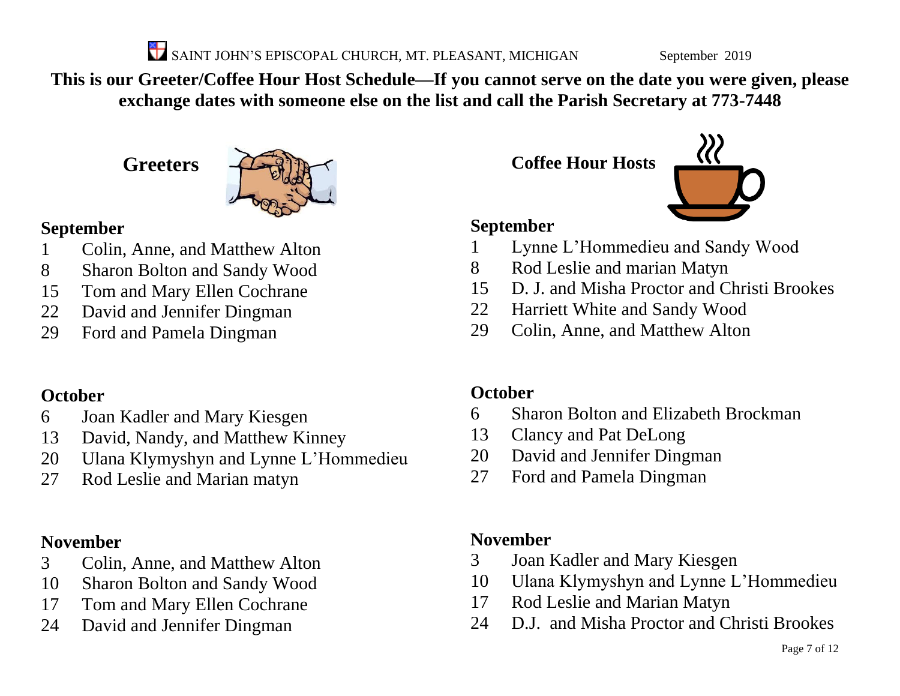SAINT JOHN'S EPISCOPAL CHURCH, MT. PLEASANT, MICHIGAN September 2019

**This is our Greeter/Coffee Hour Host Schedule—If you cannot serve on the date you were given, please exchange dates with someone else on the list and call the Parish Secretary at 773-7448**

## Greeters

**September**

1 Colin, Anne, and Matthew Alton
8 Sharon Bolton and Sandy Wood
15 Tom and Mary Ellen Cochrane
22 David and Jennifer Dingman
29 Ford and Pamela Dingman

**October**

6 Joan Kadler and Mary Kiesgen
13 David, Nandy, and Matthew Kinney
20 Ulana Klymyshyn and Lynne L'Hommedieu
27 Rod Leslie and Marian matyn

**November**

3 Colin, Anne, and Matthew Alton
10 Sharon Bolton and Sandy Wood
17 Tom and Mary Ellen Cochrane
24 David and Jennifer Dingman

## Coffee Hour Hosts

**September**

1 Lynne L'Hommedieu and Sandy Wood
8 Rod Leslie and marian Matyn
15 D. J. and Misha Proctor and Christi Brookes
22 Harriett White and Sandy Wood
29 Colin, Anne, and Matthew Alton

**October**

6 Sharon Bolton and Elizabeth Brockman
13 Clancy and Pat DeLong
20 David and Jennifer Dingman
27 Ford and Pamela Dingman

**November**

3 Joan Kadler and Mary Kiesgen
10 Ulana Klymyshyn and Lynne L'Hommedieu
17 Rod Leslie and Marian Matyn
24 D.J. and Misha Proctor and Christi Brookes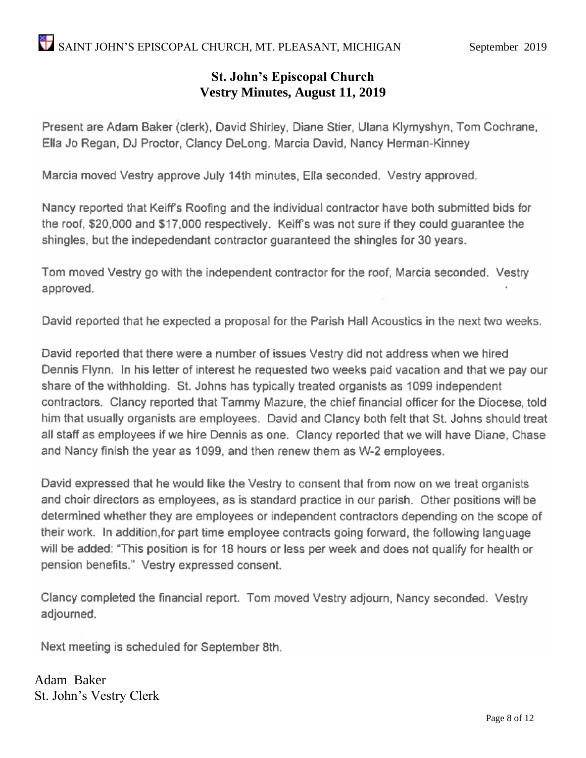## St. John's Episcopal Church
## Vestry Minutes, August 11, 2019

Present are Adam Baker (clerk), David Shirley, Diane Stier, Ulana Klymyshyn, Tom Cochrane, Ella Jo Regan, DJ Proctor, Clancy DeLong, Marcia David, Nancy Herman-Kinney

Marcia moved Vestry approve July 14th minutes, Ella seconded. Vestry approved.

Nancy reported that Keiff's Roofing and the individual contractor have both submitted bids for the roof, $20,000 and $17,000 respectively. Keiff's was not sure if they could guarantee the shingles, but the indepedendant contractor guaranteed the shingles for 30 years.

Tom moved Vestry go with the independent contractor for the roof, Marcia seconded. Vestry approved.

David reported that he expected a proposal for the Parish Hall Acoustics in the next two weeks.

David reported that there were a number of issues Vestry did not address when we hired Dennis Flynn. In his letter of interest he requested two weeks paid vacation and that we pay our share of the withholding. St. Johns has typically treated organists as 1099 independent contractors. Clancy reported that Tammy Mazure, the chief financial officer for the Diocese, told him that usually organists are employees. David and Clancy both felt that St. Johns should treat all staff as employees if we hire Dennis as one. Clancy reported that we will have Diane, Chase and Nancy finish the year as 1099, and then renew them as W-2 employees.

David expressed that he would like the Vestry to consent that from now on we treat organists and choir directors as employees, as is standard practice in our parish. Other positions will be determined whether they are employees or independent contractors depending on the scope of their work. In addition,for part time employee contracts going forward, the following language will be added: "This position is for 18 hours or less per week and does not qualify for health or pension benefits." Vestry expressed consent.

Clancy completed the financial report. Tom moved Vestry adjourn, Nancy seconded. Vestry adjourned.

Next meeting is scheduled for September 8th.

Adam Baker
St. John's Vestry Clerk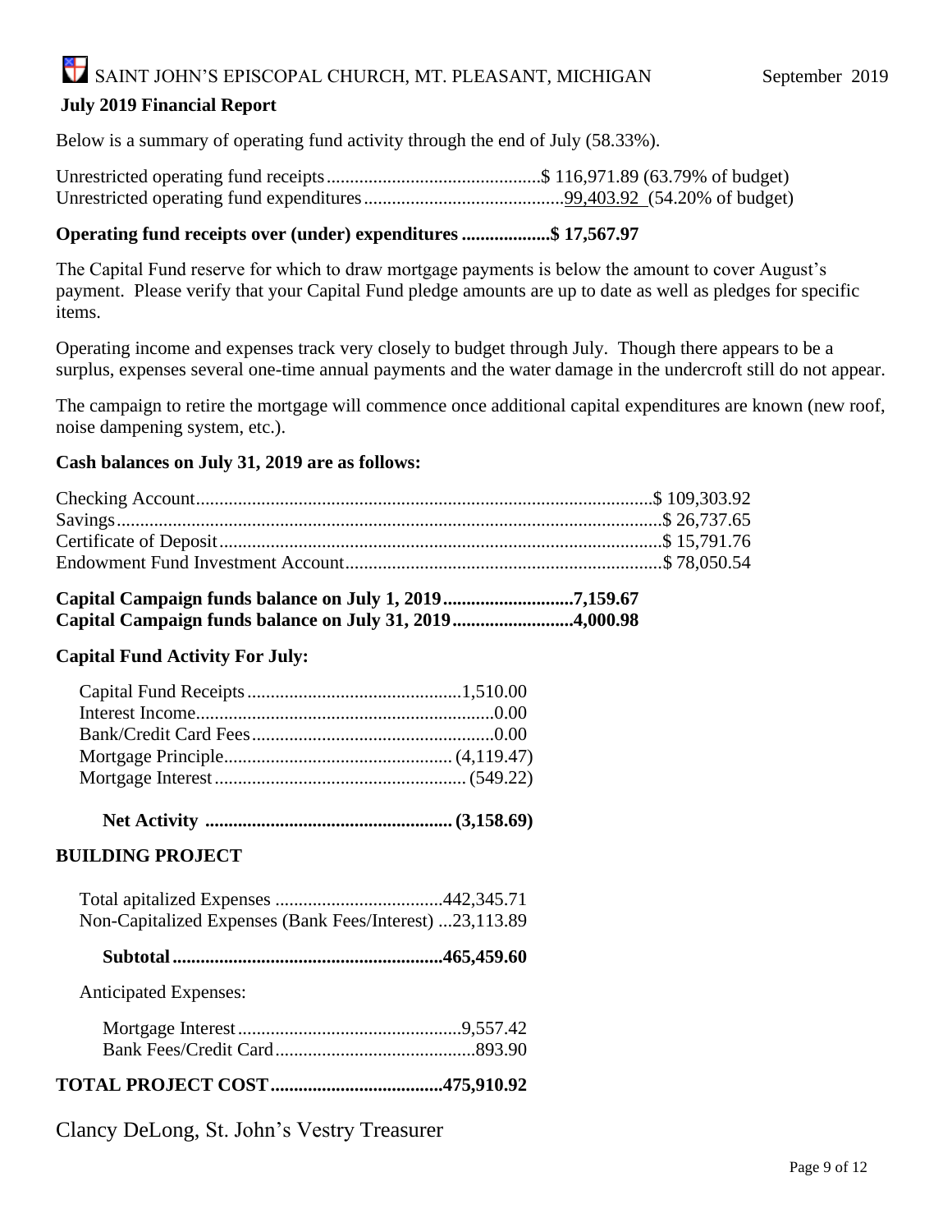SAINT JOHN'S EPISCOPAL CHURCH, MT. PLEASANT, MICHIGAN September 2019

## July 2019 Financial Report

Below is a summary of operating fund activity through the end of July (58.33%).

Unrestricted operating fund receipts..............................................$ 116,971.89 (63.79% of budget)
Unrestricted operating fund expenditures...........................................99,403.92 (54.20% of budget)

**Operating fund receipts over (under) expenditures ...................$ 17,567.97**

The Capital Fund reserve for which to draw mortgage payments is below the amount to cover August's payment. Please verify that your Capital Fund pledge amounts are up to date as well as pledges for specific items.

Operating income and expenses track very closely to budget through July. Though there appears to be a surplus, expenses several one-time annual payments and the water damage in the undercroft still do not appear.

The campaign to retire the mortgage will commence once additional capital expenditures are known (new roof, noise dampening system, etc.).

**Cash balances on July 31, 2019 are as follows:**

Checking Account..................................................................................................$ 109,303.92
Savings....................................................................................................................$ 26,737.65
Certificate of Deposit..............................................................................................$ 15,791.76
Endowment Fund Investment Account....................................................................$ 78,050.54

**Capital Campaign funds balance on July 1, 2019............................7,159.67**
**Capital Campaign funds balance on July 31, 2019..........................4,000.98**

**Capital Fund Activity For July:**

Capital Fund Receipts..............................................1,510.00
Interest Income................................................................0.00
Bank/Credit Card Fees....................................................0.00
Mortgage Principle................................................ (4,119.47)
Mortgage Interest...................................................... (549.22)

**Net Activity ..................................................... (3,158.69)**

**BUILDING PROJECT**

Total apitalized Expenses ....................................442,345.71
Non-Capitalized Expenses (Bank Fees/Interest) ...23,113.89

**Subtotal..........................................................465,459.60**

Anticipated Expenses:

Mortgage Interest................................................9,557.42
Bank Fees/Credit Card...........................................893.90

**TOTAL PROJECT COST.....................................475,910.92**

Clancy DeLong, St. John's Vestry Treasurer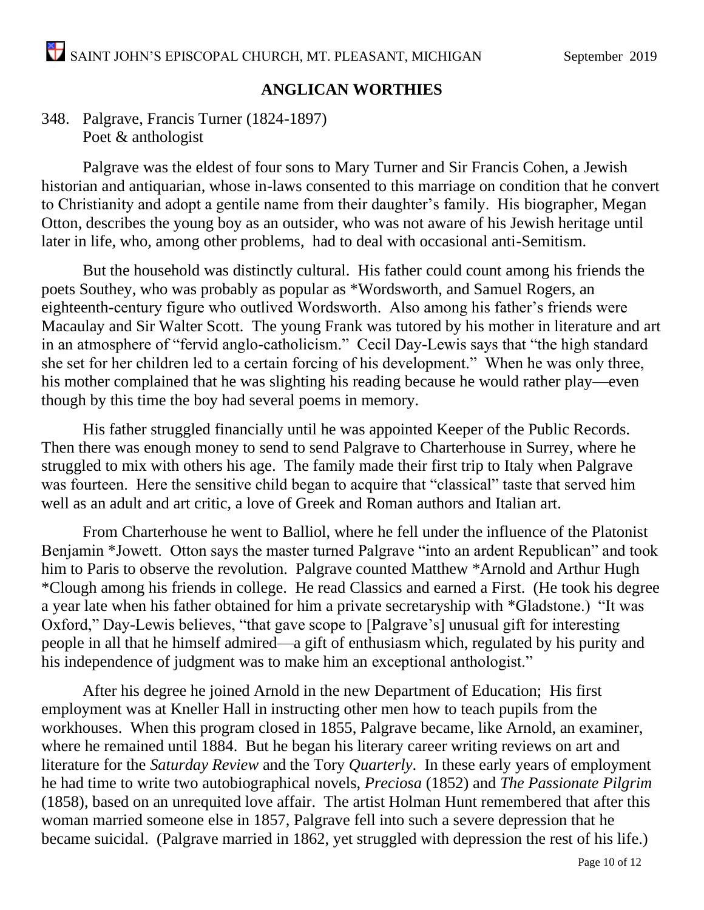## ANGLICAN WORTHIES

348. Palgrave, Francis Turner (1824-1897)
Poet & anthologist

Palgrave was the eldest of four sons to Mary Turner and Sir Francis Cohen, a Jewish historian and antiquarian, whose in-laws consented to this marriage on condition that he convert to Christianity and adopt a gentile name from their daughter's family. His biographer, Megan Otton, describes the young boy as an outsider, who was not aware of his Jewish heritage until later in life, who, among other problems, had to deal with occasional anti-Semitism.

But the household was distinctly cultural. His father could count among his friends the poets Southey, who was probably as popular as *Wordsworth, and Samuel Rogers, an eighteenth-century figure who outlived Wordsworth. Also among his father's friends were Macaulay and Sir Walter Scott. The young Frank was tutored by his mother in literature and art in an atmosphere of "fervid anglo-catholicism." Cecil Day-Lewis says that "the high standard she set for her children led to a certain forcing of his development." When he was only three, his mother complained that he was slighting his reading because he would rather play—even though by this time the boy had several poems in memory.

His father struggled financially until he was appointed Keeper of the Public Records. Then there was enough money to send to send Palgrave to Charterhouse in Surrey, where he struggled to mix with others his age. The family made their first trip to Italy when Palgrave was fourteen. Here the sensitive child began to acquire that "classical" taste that served him well as an adult and art critic, a love of Greek and Roman authors and Italian art.

From Charterhouse he went to Balliol, where he fell under the influence of the Platonist Benjamin *Jowett. Otton says the master turned Palgrave "into an ardent Republican" and took him to Paris to observe the revolution. Palgrave counted Matthew *Arnold and Arthur Hugh *Clough among his friends in college. He read Classics and earned a First. (He took his degree a year late when his father obtained for him a private secretaryship with *Gladstone.) "It was Oxford," Day-Lewis believes, "that gave scope to [Palgrave's] unusual gift for interesting people in all that he himself admired—a gift of enthusiasm which, regulated by his purity and his independence of judgment was to make him an exceptional anthologist."

After his degree he joined Arnold in the new Department of Education; His first employment was at Kneller Hall in instructing other men how to teach pupils from the workhouses. When this program closed in 1855, Palgrave became, like Arnold, an examiner, where he remained until 1884. But he began his literary career writing reviews on art and literature for the *Saturday Review* and the Tory *Quarterly*. In these early years of employment he had time to write two autobiographical novels, *Preciosa* (1852) and *The Passionate Pilgrim* (1858), based on an unrequited love affair. The artist Holman Hunt remembered that after this woman married someone else in 1857, Palgrave fell into such a severe depression that he became suicidal. (Palgrave married in 1862, yet struggled with depression the rest of his life.)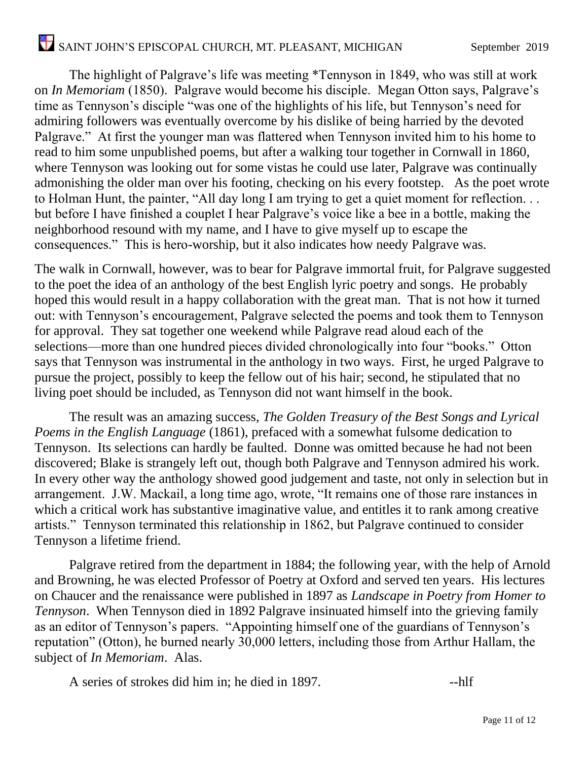The highlight of Palgrave's life was meeting *Tennyson in 1849, who was still at work on *In Memoriam* (1850). Palgrave would become his disciple. Megan Otton says, Palgrave's time as Tennyson's disciple "was one of the highlights of his life, but Tennyson's need for admiring followers was eventually overcome by his dislike of being harried by the devoted Palgrave." At first the younger man was flattered when Tennyson invited him to his home to read to him some unpublished poems, but after a walking tour together in Cornwall in 1860, where Tennyson was looking out for some vistas he could use later, Palgrave was continually admonishing the older man over his footing, checking on his every footstep. As the poet wrote to Holman Hunt, the painter, "All day long I am trying to get a quiet moment for reflection. . . but before I have finished a couplet I hear Palgrave's voice like a bee in a bottle, making the neighborhood resound with my name, and I have to give myself up to escape the consequences." This is hero-worship, but it also indicates how needy Palgrave was.

The walk in Cornwall, however, was to bear for Palgrave immortal fruit, for Palgrave suggested to the poet the idea of an anthology of the best English lyric poetry and songs. He probably hoped this would result in a happy collaboration with the great man. That is not how it turned out: with Tennyson's encouragement, Palgrave selected the poems and took them to Tennyson for approval. They sat together one weekend while Palgrave read aloud each of the selections—more than one hundred pieces divided chronologically into four "books." Otton says that Tennyson was instrumental in the anthology in two ways. First, he urged Palgrave to pursue the project, possibly to keep the fellow out of his hair; second, he stipulated that no living poet should be included, as Tennyson did not want himself in the book.

The result was an amazing success, *The Golden Treasury of the Best Songs and Lyrical Poems in the English Language* (1861), prefaced with a somewhat fulsome dedication to Tennyson. Its selections can hardly be faulted. Donne was omitted because he had not been discovered; Blake is strangely left out, though both Palgrave and Tennyson admired his work. In every other way the anthology showed good judgement and taste, not only in selection but in arrangement. J.W. Mackail, a long time ago, wrote, "It remains one of those rare instances in which a critical work has substantive imaginative value, and entitles it to rank among creative artists." Tennyson terminated this relationship in 1862, but Palgrave continued to consider Tennyson a lifetime friend.

Palgrave retired from the department in 1884; the following year, with the help of Arnold and Browning, he was elected Professor of Poetry at Oxford and served ten years. His lectures on Chaucer and the renaissance were published in 1897 as *Landscape in Poetry from Homer to Tennyson*. When Tennyson died in 1892 Palgrave insinuated himself into the grieving family as an editor of Tennyson's papers. "Appointing himself one of the guardians of Tennyson's reputation" (Otton), he burned nearly 30,000 letters, including those from Arthur Hallam, the subject of *In Memoriam*. Alas.

A series of strokes did him in; he died in 1897. --hlf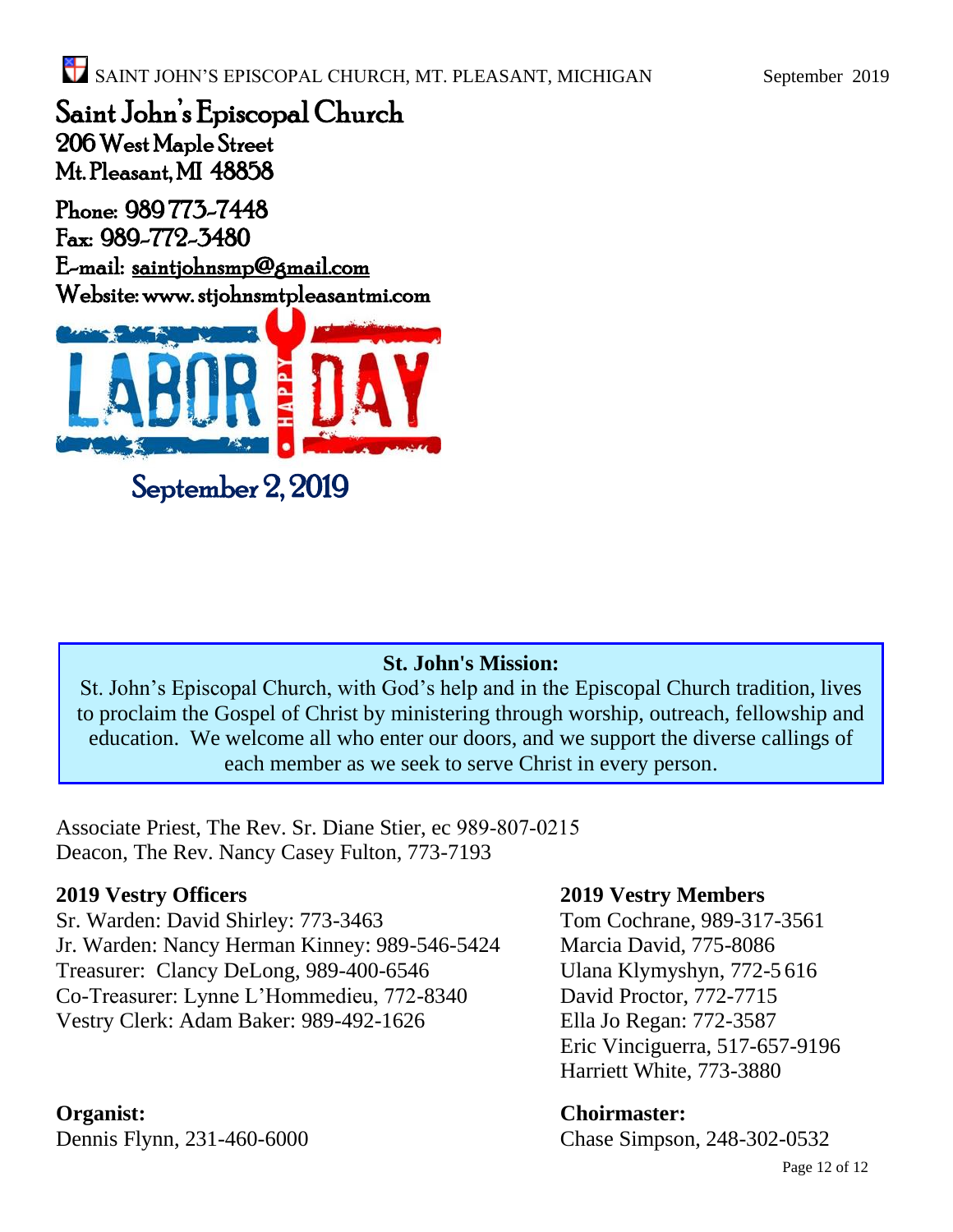# Saint John's Episcopal Church

206 West Maple Street
Mt. Pleasant, MI 48858

Phone: 989 773-7448
Fax: 989-772-3480
E-mail: saintjohnsmp@gmail.com
Website: www. stjohnsmtpleasantmi.com

LABOR HAPPY DAY

September 2, 2019

**St. John's Mission:**

St. John's Episcopal Church, with God's help and in the Episcopal Church tradition, lives to proclaim the Gospel of Christ by ministering through worship, outreach, fellowship and education. We welcome all who enter our doors, and we support the diverse callings of each member as we seek to serve Christ in every person.

Associate Priest, The Rev. Sr. Diane Stier, ec 989-807-0215
Deacon, The Rev. Nancy Casey Fulton, 773-7193

**2019 Vestry Officers**

Sr. Warden: David Shirley: 773-3463
Jr. Warden: Nancy Herman Kinney: 989-546-5424
Treasurer: Clancy DeLong, 989-400-6546
Co-Treasurer: Lynne L'Hommedieu, 772-8340
Vestry Clerk: Adam Baker: 989-492-1626

**2019 Vestry Members**

Tom Cochrane, 989-317-3561
Marcia David, 775-8086
Ulana Klymyshyn, 772-5 616
David Proctor, 772-7715
Ella Jo Regan: 772-3587
Eric Vinciguerra, 517-657-9196
Harriett White, 773-3880

**Organist:**
Dennis Flynn, 231-460-6000

**Choirmaster:**
Chase Simpson, 248-302-0532